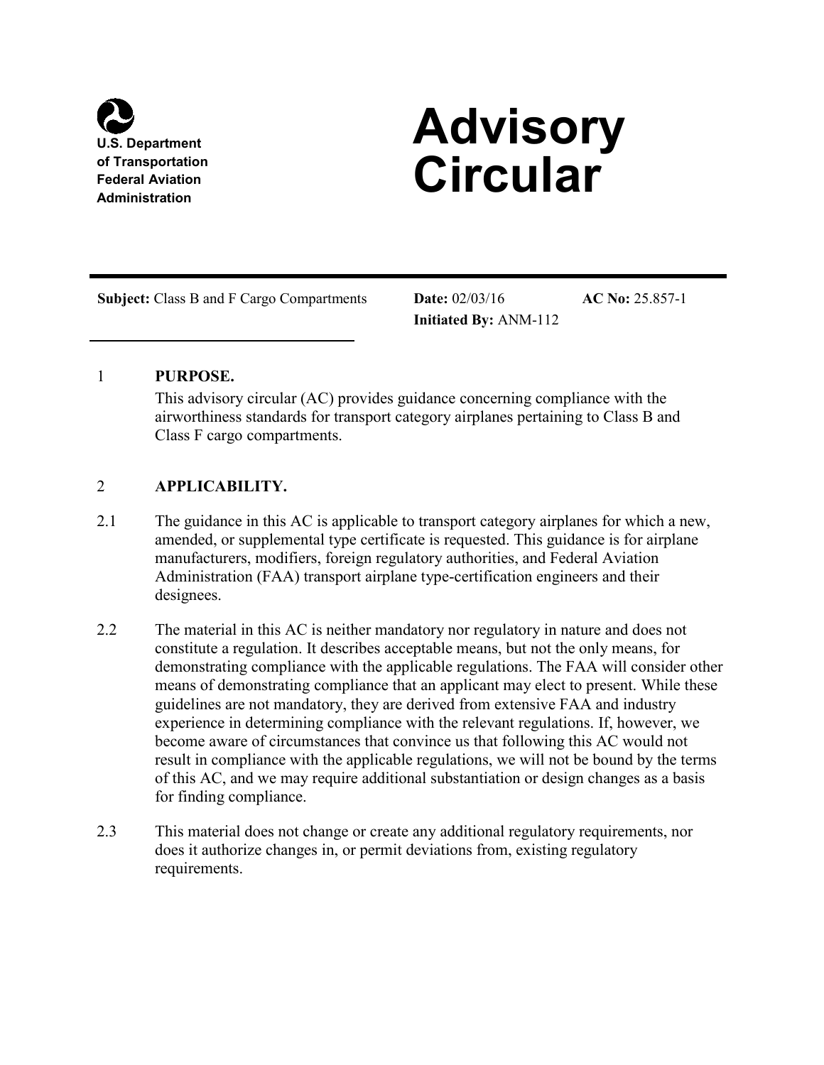U.S. Department of Transportation
Federal Aviation Administration

# Advisory Circular

**Subject:** Class B and F Cargo Compartments

**Date:** 02/03/16

**Initiated By:** ANM-112

**AC No:** 25.857-1

## 1 PURPOSE.

This advisory circular (AC) provides guidance concerning compliance with the airworthiness standards for transport category airplanes pertaining to Class B and Class F cargo compartments.

## 2 APPLICABILITY.

2.1 The guidance in this AC is applicable to transport category airplanes for which a new, amended, or supplemental type certificate is requested. This guidance is for airplane manufacturers, modifiers, foreign regulatory authorities, and Federal Aviation Administration (FAA) transport airplane type-certification engineers and their designees.

2.2 The material in this AC is neither mandatory nor regulatory in nature and does not constitute a regulation. It describes acceptable means, but not the only means, for demonstrating compliance with the applicable regulations. The FAA will consider other means of demonstrating compliance that an applicant may elect to present. While these guidelines are not mandatory, they are derived from extensive FAA and industry experience in determining compliance with the relevant regulations. If, however, we become aware of circumstances that convince us that following this AC would not result in compliance with the applicable regulations, we will not be bound by the terms of this AC, and we may require additional substantiation or design changes as a basis for finding compliance.

2.3 This material does not change or create any additional regulatory requirements, nor does it authorize changes in, or permit deviations from, existing regulatory requirements.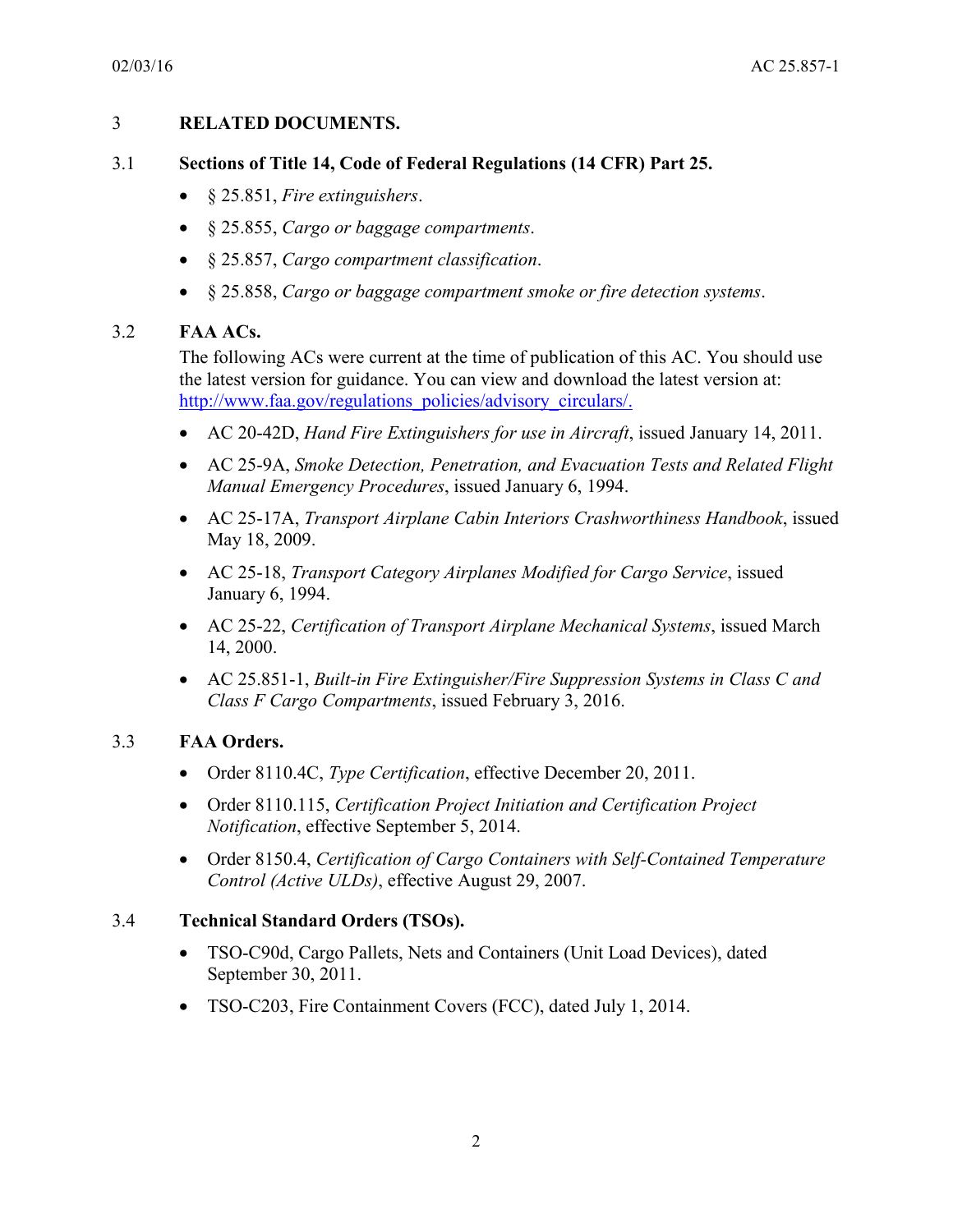## 3 RELATED DOCUMENTS.

### 3.1 Sections of Title 14, Code of Federal Regulations (14 CFR) Part 25.

- § 25.851, *Fire extinguishers*.
- § 25.855, *Cargo or baggage compartments*.
- § 25.857, *Cargo compartment classification*.
- § 25.858, *Cargo or baggage compartment smoke or fire detection systems*.

### 3.2 FAA ACs.

The following ACs were current at the time of publication of this AC. You should use the latest version for guidance. You can view and download the latest version at: http://www.faa.gov/regulations_policies/advisory_circulars/.

- AC 20-42D, *Hand Fire Extinguishers for use in Aircraft*, issued January 14, 2011.
- AC 25-9A, *Smoke Detection, Penetration, and Evacuation Tests and Related Flight Manual Emergency Procedures*, issued January 6, 1994.
- AC 25-17A, *Transport Airplane Cabin Interiors Crashworthiness Handbook*, issued May 18, 2009.
- AC 25-18, *Transport Category Airplanes Modified for Cargo Service*, issued January 6, 1994.
- AC 25-22, *Certification of Transport Airplane Mechanical Systems*, issued March 14, 2000.
- AC 25.851-1, *Built-in Fire Extinguisher/Fire Suppression Systems in Class C and Class F Cargo Compartments*, issued February 3, 2016.

### 3.3 FAA Orders.

- Order 8110.4C, *Type Certification*, effective December 20, 2011.
- Order 8110.115, *Certification Project Initiation and Certification Project Notification*, effective September 5, 2014.
- Order 8150.4, *Certification of Cargo Containers with Self-Contained Temperature Control (Active ULDs)*, effective August 29, 2007.

### 3.4 Technical Standard Orders (TSOs).

- TSO-C90d, Cargo Pallets, Nets and Containers (Unit Load Devices), dated September 30, 2011.
- TSO-C203, Fire Containment Covers (FCC), dated July 1, 2014.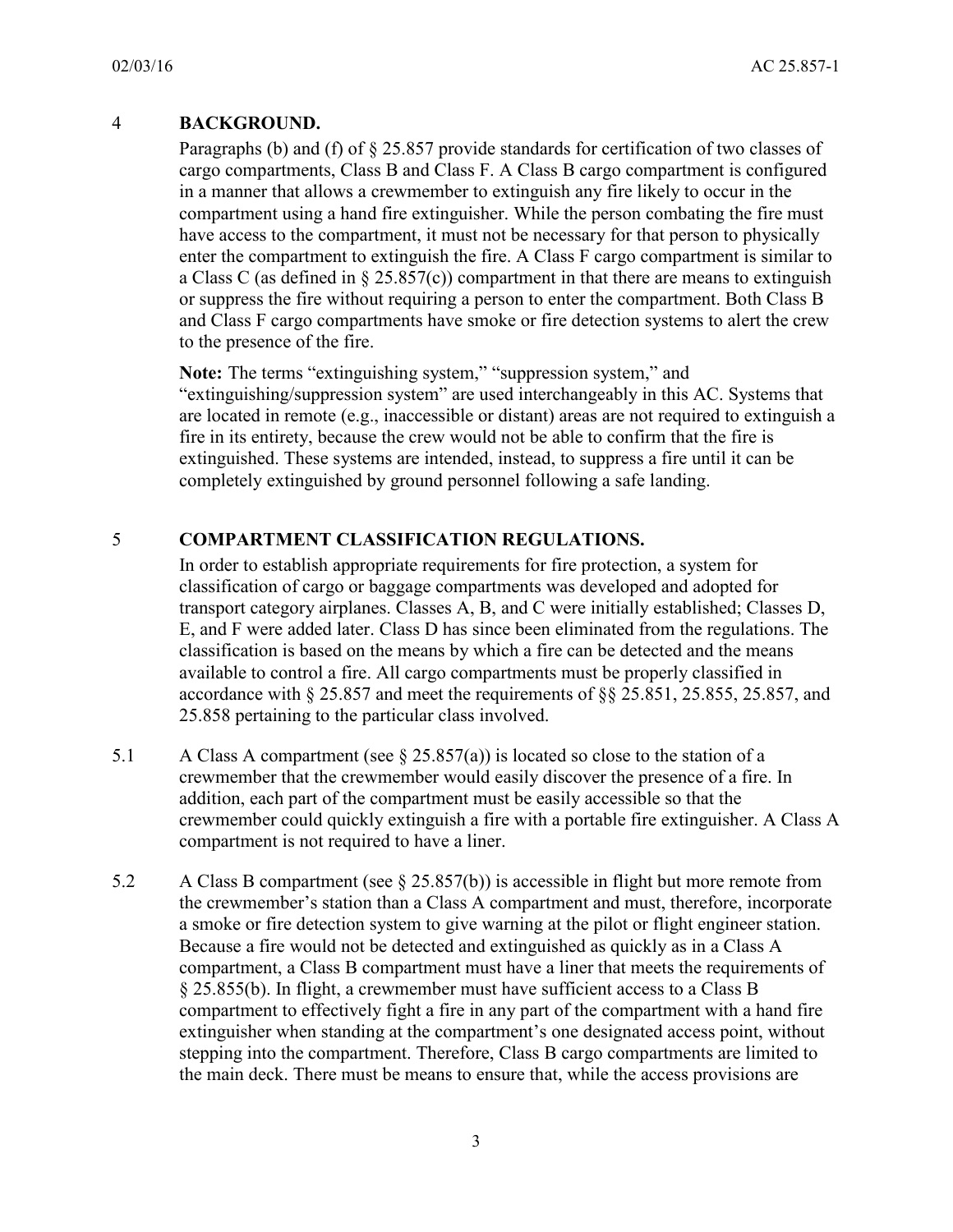## 4 BACKGROUND.

Paragraphs (b) and (f) of § 25.857 provide standards for certification of two classes of cargo compartments, Class B and Class F. A Class B cargo compartment is configured in a manner that allows a crewmember to extinguish any fire likely to occur in the compartment using a hand fire extinguisher. While the person combating the fire must have access to the compartment, it must not be necessary for that person to physically enter the compartment to extinguish the fire. A Class F cargo compartment is similar to a Class C (as defined in § 25.857(c)) compartment in that there are means to extinguish or suppress the fire without requiring a person to enter the compartment. Both Class B and Class F cargo compartments have smoke or fire detection systems to alert the crew to the presence of the fire.

**Note:** The terms "extinguishing system," "suppression system," and "extinguishing/suppression system" are used interchangeably in this AC. Systems that are located in remote (e.g., inaccessible or distant) areas are not required to extinguish a fire in its entirety, because the crew would not be able to confirm that the fire is extinguished. These systems are intended, instead, to suppress a fire until it can be completely extinguished by ground personnel following a safe landing.

## 5 COMPARTMENT CLASSIFICATION REGULATIONS.

In order to establish appropriate requirements for fire protection, a system for classification of cargo or baggage compartments was developed and adopted for transport category airplanes. Classes A, B, and C were initially established; Classes D, E, and F were added later. Class D has since been eliminated from the regulations. The classification is based on the means by which a fire can be detected and the means available to control a fire. All cargo compartments must be properly classified in accordance with § 25.857 and meet the requirements of §§ 25.851, 25.855, 25.857, and 25.858 pertaining to the particular class involved.

5.1 A Class A compartment (see § 25.857(a)) is located so close to the station of a crewmember that the crewmember would easily discover the presence of a fire. In addition, each part of the compartment must be easily accessible so that the crewmember could quickly extinguish a fire with a portable fire extinguisher. A Class A compartment is not required to have a liner.

5.2 A Class B compartment (see § 25.857(b)) is accessible in flight but more remote from the crewmember's station than a Class A compartment and must, therefore, incorporate a smoke or fire detection system to give warning at the pilot or flight engineer station. Because a fire would not be detected and extinguished as quickly as in a Class A compartment, a Class B compartment must have a liner that meets the requirements of § 25.855(b). In flight, a crewmember must have sufficient access to a Class B compartment to effectively fight a fire in any part of the compartment with a hand fire extinguisher when standing at the compartment's one designated access point, without stepping into the compartment. Therefore, Class B cargo compartments are limited to the main deck. There must be means to ensure that, while the access provisions are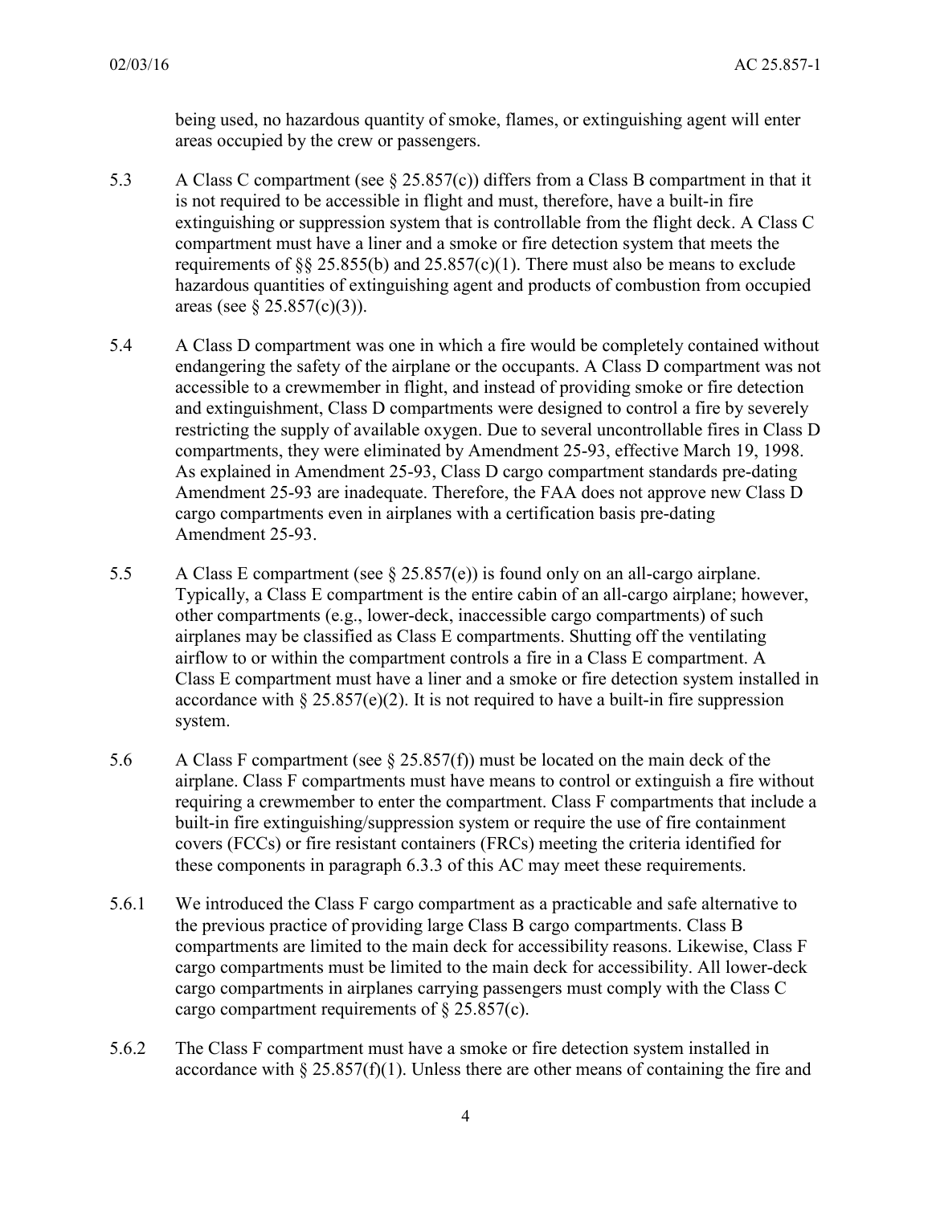being used, no hazardous quantity of smoke, flames, or extinguishing agent will enter areas occupied by the crew or passengers.

5.3 A Class C compartment (see § 25.857(c)) differs from a Class B compartment in that it is not required to be accessible in flight and must, therefore, have a built-in fire extinguishing or suppression system that is controllable from the flight deck. A Class C compartment must have a liner and a smoke or fire detection system that meets the requirements of §§ 25.855(b) and 25.857(c)(1). There must also be means to exclude hazardous quantities of extinguishing agent and products of combustion from occupied areas (see § 25.857(c)(3)).

5.4 A Class D compartment was one in which a fire would be completely contained without endangering the safety of the airplane or the occupants. A Class D compartment was not accessible to a crewmember in flight, and instead of providing smoke or fire detection and extinguishment, Class D compartments were designed to control a fire by severely restricting the supply of available oxygen. Due to several uncontrollable fires in Class D compartments, they were eliminated by Amendment 25-93, effective March 19, 1998. As explained in Amendment 25-93, Class D cargo compartment standards pre-dating Amendment 25-93 are inadequate. Therefore, the FAA does not approve new Class D cargo compartments even in airplanes with a certification basis pre-dating Amendment 25-93.

5.5 A Class E compartment (see § 25.857(e)) is found only on an all-cargo airplane. Typically, a Class E compartment is the entire cabin of an all-cargo airplane; however, other compartments (e.g., lower-deck, inaccessible cargo compartments) of such airplanes may be classified as Class E compartments. Shutting off the ventilating airflow to or within the compartment controls a fire in a Class E compartment. A Class E compartment must have a liner and a smoke or fire detection system installed in accordance with § 25.857(e)(2). It is not required to have a built-in fire suppression system.

5.6 A Class F compartment (see § 25.857(f)) must be located on the main deck of the airplane. Class F compartments must have means to control or extinguish a fire without requiring a crewmember to enter the compartment. Class F compartments that include a built-in fire extinguishing/suppression system or require the use of fire containment covers (FCCs) or fire resistant containers (FRCs) meeting the criteria identified for these components in paragraph 6.3.3 of this AC may meet these requirements.

5.6.1 We introduced the Class F cargo compartment as a practicable and safe alternative to the previous practice of providing large Class B cargo compartments. Class B compartments are limited to the main deck for accessibility reasons. Likewise, Class F cargo compartments must be limited to the main deck for accessibility. All lower-deck cargo compartments in airplanes carrying passengers must comply with the Class C cargo compartment requirements of § 25.857(c).

5.6.2 The Class F compartment must have a smoke or fire detection system installed in accordance with § 25.857(f)(1). Unless there are other means of containing the fire and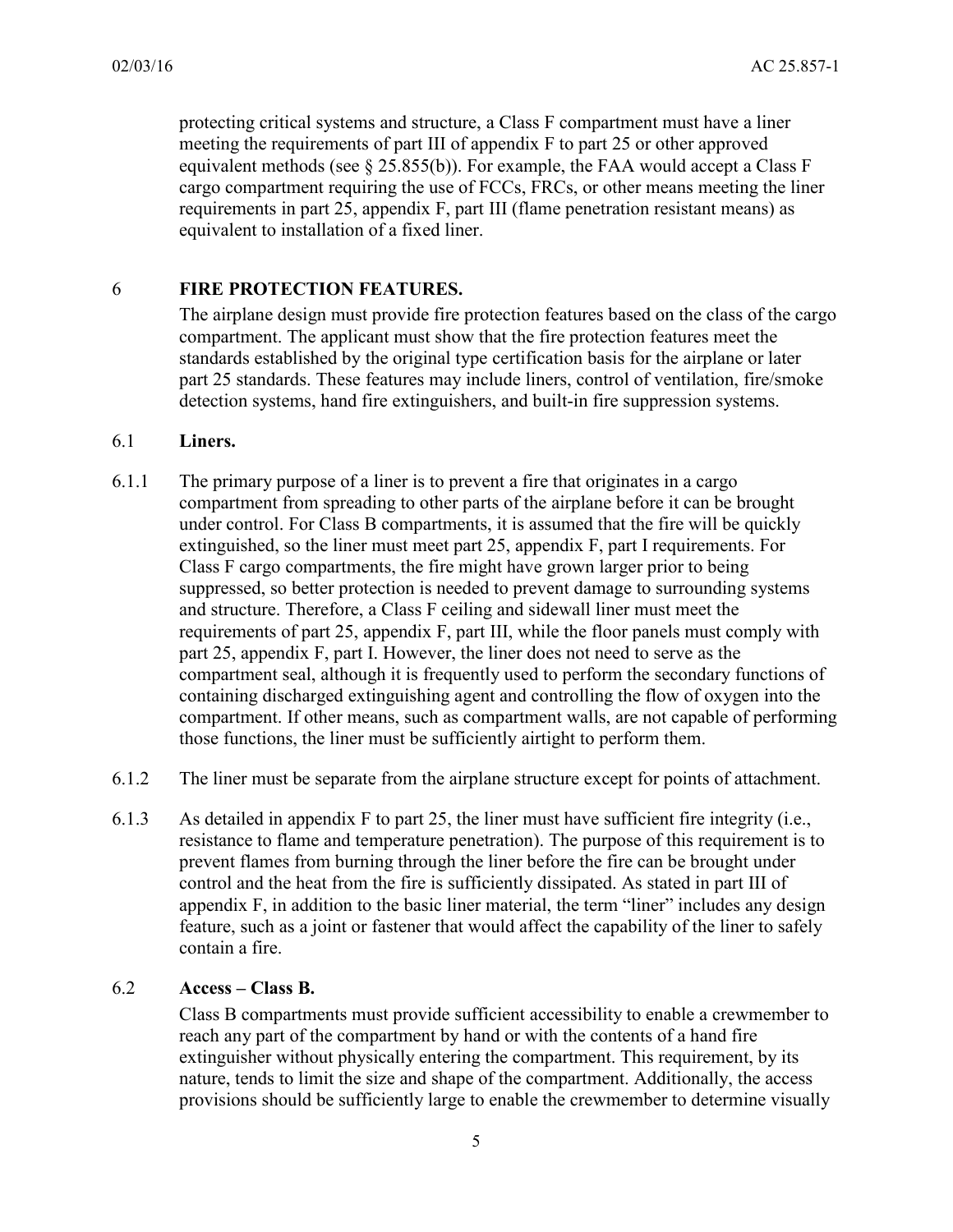protecting critical systems and structure, a Class F compartment must have a liner meeting the requirements of part III of appendix F to part 25 or other approved equivalent methods (see § 25.855(b)). For example, the FAA would accept a Class F cargo compartment requiring the use of FCCs, FRCs, or other means meeting the liner requirements in part 25, appendix F, part III (flame penetration resistant means) as equivalent to installation of a fixed liner.

## 6 FIRE PROTECTION FEATURES.

The airplane design must provide fire protection features based on the class of the cargo compartment. The applicant must show that the fire protection features meet the standards established by the original type certification basis for the airplane or later part 25 standards. These features may include liners, control of ventilation, fire/smoke detection systems, hand fire extinguishers, and built-in fire suppression systems.

### 6.1 Liners.

6.1.1 The primary purpose of a liner is to prevent a fire that originates in a cargo compartment from spreading to other parts of the airplane before it can be brought under control. For Class B compartments, it is assumed that the fire will be quickly extinguished, so the liner must meet part 25, appendix F, part I requirements. For Class F cargo compartments, the fire might have grown larger prior to being suppressed, so better protection is needed to prevent damage to surrounding systems and structure. Therefore, a Class F ceiling and sidewall liner must meet the requirements of part 25, appendix F, part III, while the floor panels must comply with part 25, appendix F, part I. However, the liner does not need to serve as the compartment seal, although it is frequently used to perform the secondary functions of containing discharged extinguishing agent and controlling the flow of oxygen into the compartment. If other means, such as compartment walls, are not capable of performing those functions, the liner must be sufficiently airtight to perform them.

6.1.2 The liner must be separate from the airplane structure except for points of attachment.

6.1.3 As detailed in appendix F to part 25, the liner must have sufficient fire integrity (i.e., resistance to flame and temperature penetration). The purpose of this requirement is to prevent flames from burning through the liner before the fire can be brought under control and the heat from the fire is sufficiently dissipated. As stated in part III of appendix F, in addition to the basic liner material, the term "liner" includes any design feature, such as a joint or fastener that would affect the capability of the liner to safely contain a fire.

### 6.2 Access – Class B.

Class B compartments must provide sufficient accessibility to enable a crewmember to reach any part of the compartment by hand or with the contents of a hand fire extinguisher without physically entering the compartment. This requirement, by its nature, tends to limit the size and shape of the compartment. Additionally, the access provisions should be sufficiently large to enable the crewmember to determine visually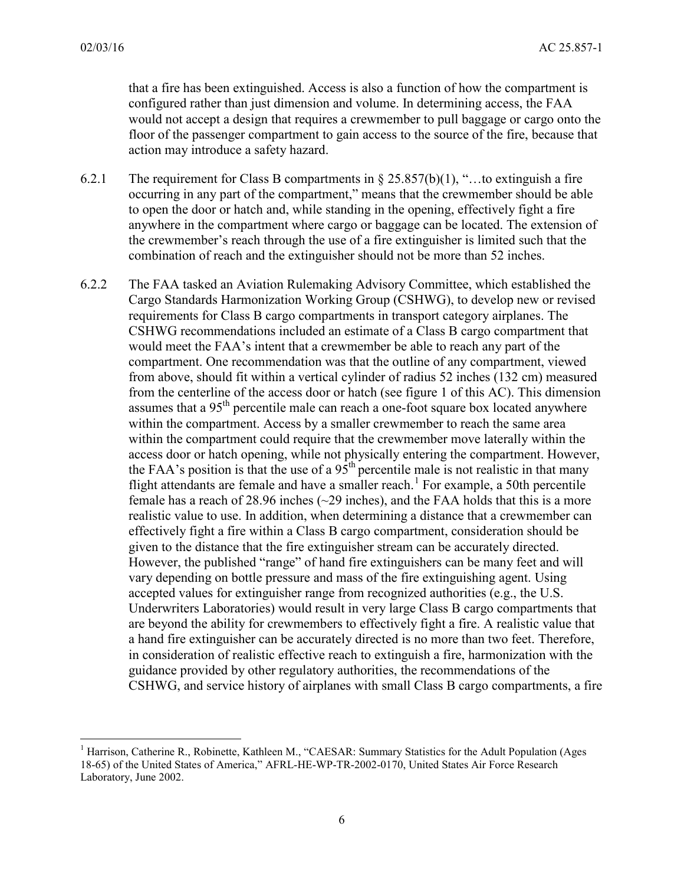that a fire has been extinguished. Access is also a function of how the compartment is configured rather than just dimension and volume. In determining access, the FAA would not accept a design that requires a crewmember to pull baggage or cargo onto the floor of the passenger compartment to gain access to the source of the fire, because that action may introduce a safety hazard.

6.2.1 The requirement for Class B compartments in § 25.857(b)(1), "…to extinguish a fire occurring in any part of the compartment," means that the crewmember should be able to open the door or hatch and, while standing in the opening, effectively fight a fire anywhere in the compartment where cargo or baggage can be located. The extension of the crewmember's reach through the use of a fire extinguisher is limited such that the combination of reach and the extinguisher should not be more than 52 inches.

6.2.2 The FAA tasked an Aviation Rulemaking Advisory Committee, which established the Cargo Standards Harmonization Working Group (CSHWG), to develop new or revised requirements for Class B cargo compartments in transport category airplanes. The CSHWG recommendations included an estimate of a Class B cargo compartment that would meet the FAA's intent that a crewmember be able to reach any part of the compartment. One recommendation was that the outline of any compartment, viewed from above, should fit within a vertical cylinder of radius 52 inches (132 cm) measured from the centerline of the access door or hatch (see figure 1 of this AC). This dimension assumes that a 95$^{th}$ percentile male can reach a one-foot square box located anywhere within the compartment. Access by a smaller crewmember to reach the same area within the compartment could require that the crewmember move laterally within the access door or hatch opening, while not physically entering the compartment. However, the FAA's position is that the use of a 95$^{th}$ percentile male is not realistic in that many flight attendants are female and have a smaller reach.[1] For example, a 50th percentile female has a reach of 28.96 inches (~29 inches), and the FAA holds that this is a more realistic value to use. In addition, when determining a distance that a crewmember can effectively fight a fire within a Class B cargo compartment, consideration should be given to the distance that the fire extinguisher stream can be accurately directed. However, the published "range" of hand fire extinguishers can be many feet and will vary depending on bottle pressure and mass of the fire extinguishing agent. Using accepted values for extinguisher range from recognized authorities (e.g., the U.S. Underwriters Laboratories) would result in very large Class B cargo compartments that are beyond the ability for crewmembers to effectively fight a fire. A realistic value that a hand fire extinguisher can be accurately directed is no more than two feet. Therefore, in consideration of realistic effective reach to extinguish a fire, harmonization with the guidance provided by other regulatory authorities, the recommendations of the CSHWG, and service history of airplanes with small Class B cargo compartments, a fire

[1] Harrison, Catherine R., Robinette, Kathleen M., "CAESAR: Summary Statistics for the Adult Population (Ages 18-65) of the United States of America," AFRL-HE-WP-TR-2002-0170, United States Air Force Research Laboratory, June 2002.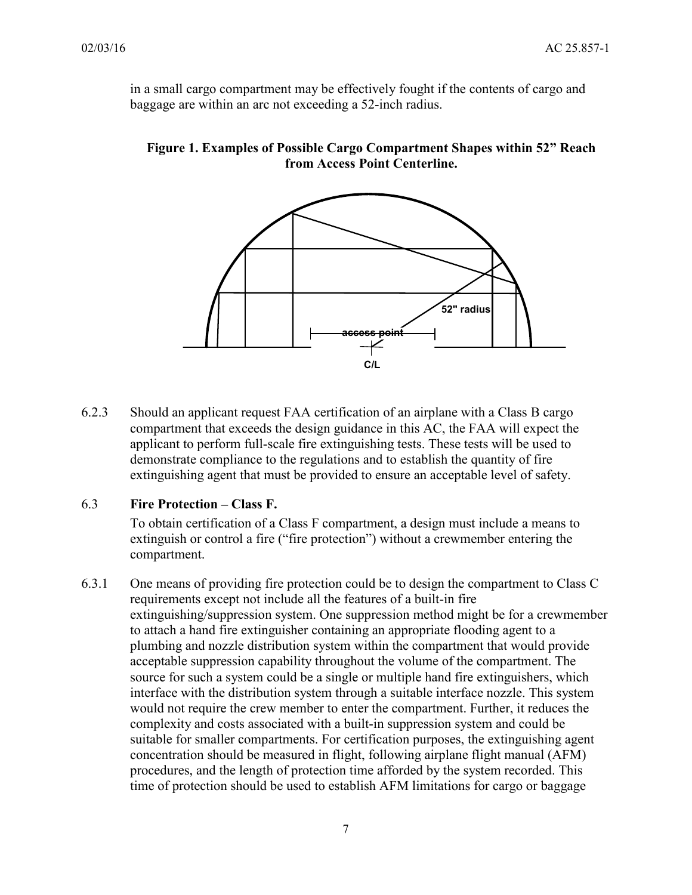in a small cargo compartment may be effectively fought if the contents of cargo and baggage are within an arc not exceeding a 52-inch radius.

**Figure 1. Examples of Possible Cargo Compartment Shapes within 52" Reach from Access Point Centerline.**

6.2.3 Should an applicant request FAA certification of an airplane with a Class B cargo compartment that exceeds the design guidance in this AC, the FAA will expect the applicant to perform full-scale fire extinguishing tests. These tests will be used to demonstrate compliance to the regulations and to establish the quantity of fire extinguishing agent that must be provided to ensure an acceptable level of safety.

### 6.3 Fire Protection – Class F.

To obtain certification of a Class F compartment, a design must include a means to extinguish or control a fire ("fire protection") without a crewmember entering the compartment.

6.3.1 One means of providing fire protection could be to design the compartment to Class C requirements except not include all the features of a built-in fire extinguishing/suppression system. One suppression method might be for a crewmember to attach a hand fire extinguisher containing an appropriate flooding agent to a plumbing and nozzle distribution system within the compartment that would provide acceptable suppression capability throughout the volume of the compartment. The source for such a system could be a single or multiple hand fire extinguishers, which interface with the distribution system through a suitable interface nozzle. This system would not require the crew member to enter the compartment. Further, it reduces the complexity and costs associated with a built-in suppression system and could be suitable for smaller compartments. For certification purposes, the extinguishing agent concentration should be measured in flight, following airplane flight manual (AFM) procedures, and the length of protection time afforded by the system recorded. This time of protection should be used to establish AFM limitations for cargo or baggage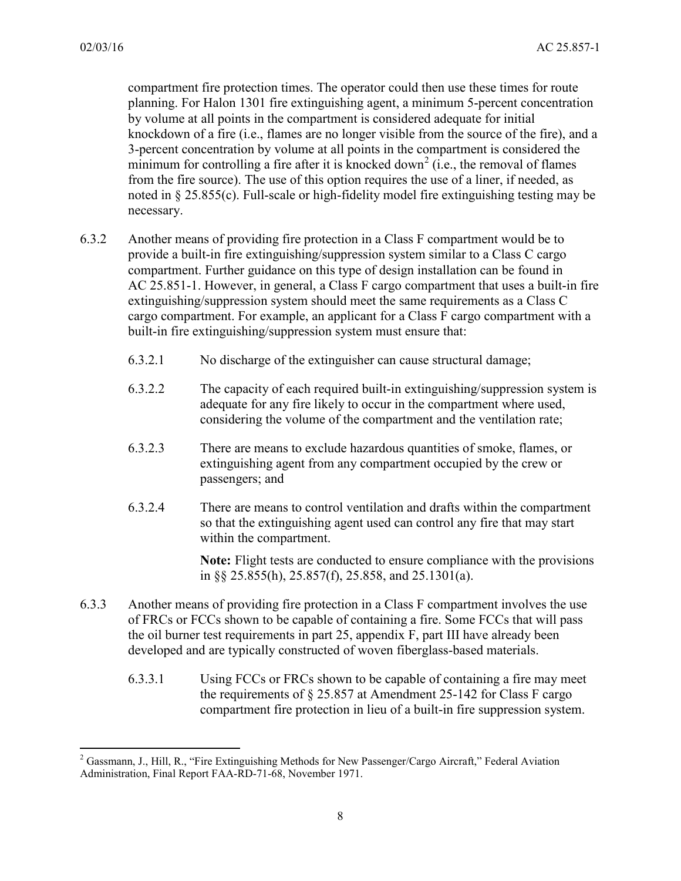compartment fire protection times. The operator could then use these times for route planning. For Halon 1301 fire extinguishing agent, a minimum 5-percent concentration by volume at all points in the compartment is considered adequate for initial knockdown of a fire (i.e., flames are no longer visible from the source of the fire), and a 3-percent concentration by volume at all points in the compartment is considered the minimum for controlling a fire after it is knocked down[2] (i.e., the removal of flames from the fire source). The use of this option requires the use of a liner, if needed, as noted in § 25.855(c). Full-scale or high-fidelity model fire extinguishing testing may be necessary.

6.3.2 Another means of providing fire protection in a Class F compartment would be to provide a built-in fire extinguishing/suppression system similar to a Class C cargo compartment. Further guidance on this type of design installation can be found in AC 25.851-1. However, in general, a Class F cargo compartment that uses a built-in fire extinguishing/suppression system should meet the same requirements as a Class C cargo compartment. For example, an applicant for a Class F cargo compartment with a built-in fire extinguishing/suppression system must ensure that:

6.3.2.1 No discharge of the extinguisher can cause structural damage;

6.3.2.2 The capacity of each required built-in extinguishing/suppression system is adequate for any fire likely to occur in the compartment where used, considering the volume of the compartment and the ventilation rate;

6.3.2.3 There are means to exclude hazardous quantities of smoke, flames, or extinguishing agent from any compartment occupied by the crew or passengers; and

6.3.2.4 There are means to control ventilation and drafts within the compartment so that the extinguishing agent used can control any fire that may start within the compartment.

**Note:** Flight tests are conducted to ensure compliance with the provisions in §§ 25.855(h), 25.857(f), 25.858, and 25.1301(a).

6.3.3 Another means of providing fire protection in a Class F compartment involves the use of FRCs or FCCs shown to be capable of containing a fire. Some FCCs that will pass the oil burner test requirements in part 25, appendix F, part III have already been developed and are typically constructed of woven fiberglass-based materials.

6.3.3.1 Using FCCs or FRCs shown to be capable of containing a fire may meet the requirements of § 25.857 at Amendment 25-142 for Class F cargo compartment fire protection in lieu of a built-in fire suppression system.

[2] Gassmann, J., Hill, R., "Fire Extinguishing Methods for New Passenger/Cargo Aircraft," Federal Aviation Administration, Final Report FAA-RD-71-68, November 1971.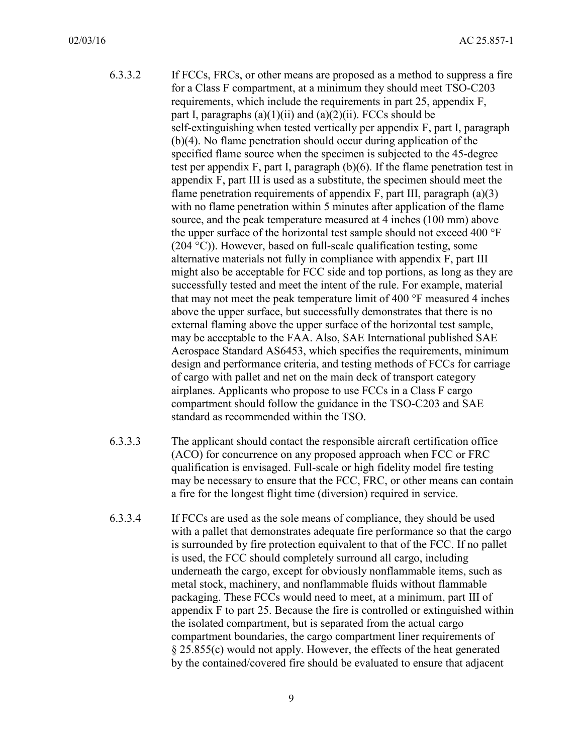6.3.3.2 If FCCs, FRCs, or other means are proposed as a method to suppress a fire for a Class F compartment, at a minimum they should meet TSO-C203 requirements, which include the requirements in part 25, appendix F, part I, paragraphs (a)(1)(ii) and (a)(2)(ii). FCCs should be self-extinguishing when tested vertically per appendix F, part I, paragraph (b)(4). No flame penetration should occur during application of the specified flame source when the specimen is subjected to the 45-degree test per appendix F, part I, paragraph (b)(6). If the flame penetration test in appendix F, part III is used as a substitute, the specimen should meet the flame penetration requirements of appendix F, part III, paragraph (a)(3) with no flame penetration within 5 minutes after application of the flame source, and the peak temperature measured at 4 inches (100 mm) above the upper surface of the horizontal test sample should not exceed 400 °F (204 °C)). However, based on full-scale qualification testing, some alternative materials not fully in compliance with appendix F, part III might also be acceptable for FCC side and top portions, as long as they are successfully tested and meet the intent of the rule. For example, material that may not meet the peak temperature limit of 400 °F measured 4 inches above the upper surface, but successfully demonstrates that there is no external flaming above the upper surface of the horizontal test sample, may be acceptable to the FAA. Also, SAE International published SAE Aerospace Standard AS6453, which specifies the requirements, minimum design and performance criteria, and testing methods of FCCs for carriage of cargo with pallet and net on the main deck of transport category airplanes. Applicants who propose to use FCCs in a Class F cargo compartment should follow the guidance in the TSO-C203 and SAE standard as recommended within the TSO.

6.3.3.3 The applicant should contact the responsible aircraft certification office (ACO) for concurrence on any proposed approach when FCC or FRC qualification is envisaged. Full-scale or high fidelity model fire testing may be necessary to ensure that the FCC, FRC, or other means can contain a fire for the longest flight time (diversion) required in service.

6.3.3.4 If FCCs are used as the sole means of compliance, they should be used with a pallet that demonstrates adequate fire performance so that the cargo is surrounded by fire protection equivalent to that of the FCC. If no pallet is used, the FCC should completely surround all cargo, including underneath the cargo, except for obviously nonflammable items, such as metal stock, machinery, and nonflammable fluids without flammable packaging. These FCCs would need to meet, at a minimum, part III of appendix F to part 25. Because the fire is controlled or extinguished within the isolated compartment, but is separated from the actual cargo compartment boundaries, the cargo compartment liner requirements of § 25.855(c) would not apply. However, the effects of the heat generated by the contained/covered fire should be evaluated to ensure that adjacent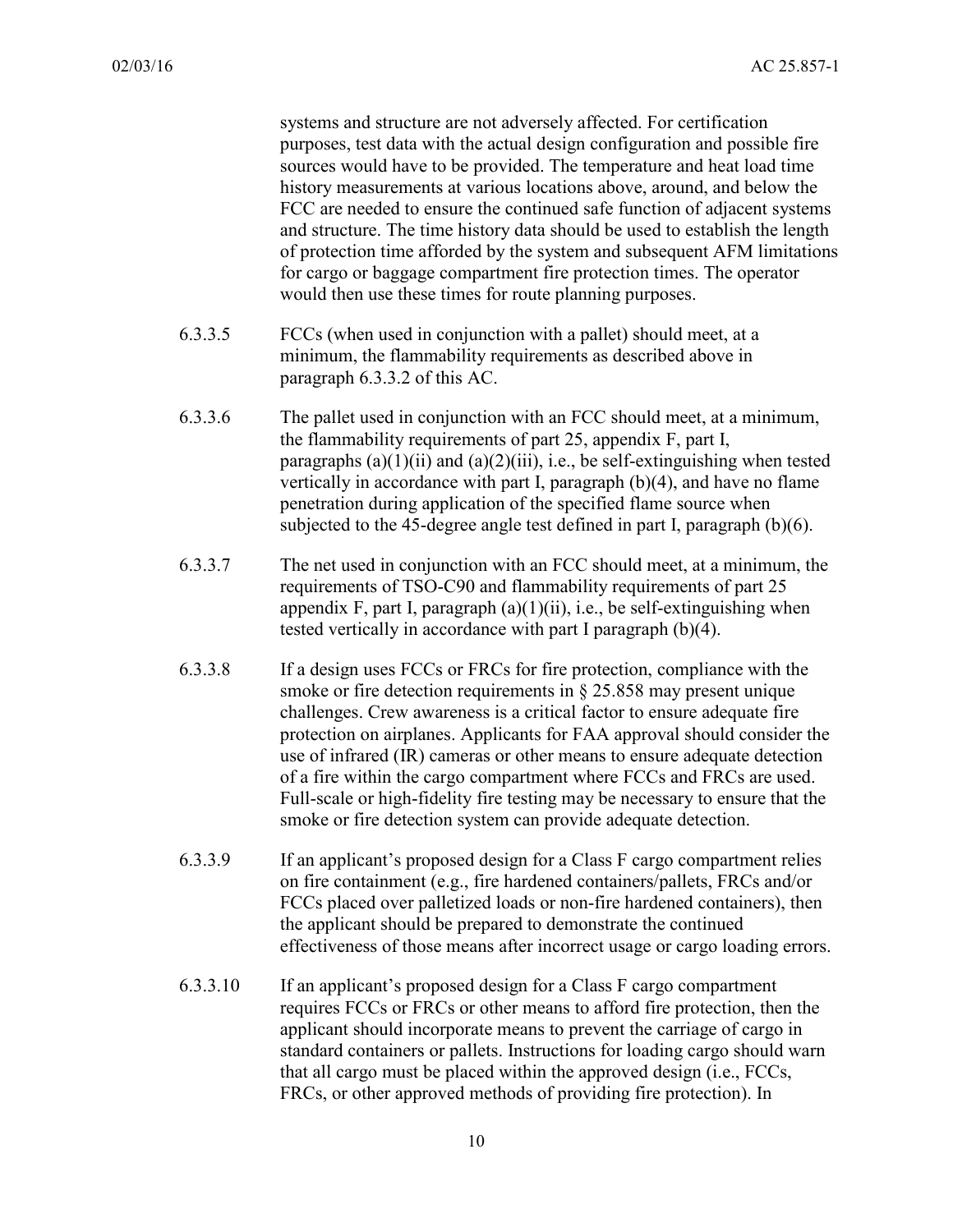systems and structure are not adversely affected. For certification purposes, test data with the actual design configuration and possible fire sources would have to be provided. The temperature and heat load time history measurements at various locations above, around, and below the FCC are needed to ensure the continued safe function of adjacent systems and structure. The time history data should be used to establish the length of protection time afforded by the system and subsequent AFM limitations for cargo or baggage compartment fire protection times. The operator would then use these times for route planning purposes.

6.3.3.5 FCCs (when used in conjunction with a pallet) should meet, at a minimum, the flammability requirements as described above in paragraph 6.3.3.2 of this AC.

6.3.3.6 The pallet used in conjunction with an FCC should meet, at a minimum, the flammability requirements of part 25, appendix F, part I, paragraphs (a)(1)(ii) and (a)(2)(iii), i.e., be self-extinguishing when tested vertically in accordance with part I, paragraph (b)(4), and have no flame penetration during application of the specified flame source when subjected to the 45-degree angle test defined in part I, paragraph (b)(6).

6.3.3.7 The net used in conjunction with an FCC should meet, at a minimum, the requirements of TSO-C90 and flammability requirements of part 25 appendix F, part I, paragraph (a)(1)(ii), i.e., be self-extinguishing when tested vertically in accordance with part I paragraph (b)(4).

6.3.3.8 If a design uses FCCs or FRCs for fire protection, compliance with the smoke or fire detection requirements in § 25.858 may present unique challenges. Crew awareness is a critical factor to ensure adequate fire protection on airplanes. Applicants for FAA approval should consider the use of infrared (IR) cameras or other means to ensure adequate detection of a fire within the cargo compartment where FCCs and FRCs are used. Full-scale or high-fidelity fire testing may be necessary to ensure that the smoke or fire detection system can provide adequate detection.

6.3.3.9 If an applicant's proposed design for a Class F cargo compartment relies on fire containment (e.g., fire hardened containers/pallets, FRCs and/or FCCs placed over palletized loads or non-fire hardened containers), then the applicant should be prepared to demonstrate the continued effectiveness of those means after incorrect usage or cargo loading errors.

6.3.3.10 If an applicant's proposed design for a Class F cargo compartment requires FCCs or FRCs or other means to afford fire protection, then the applicant should incorporate means to prevent the carriage of cargo in standard containers or pallets. Instructions for loading cargo should warn that all cargo must be placed within the approved design (i.e., FCCs, FRCs, or other approved methods of providing fire protection). In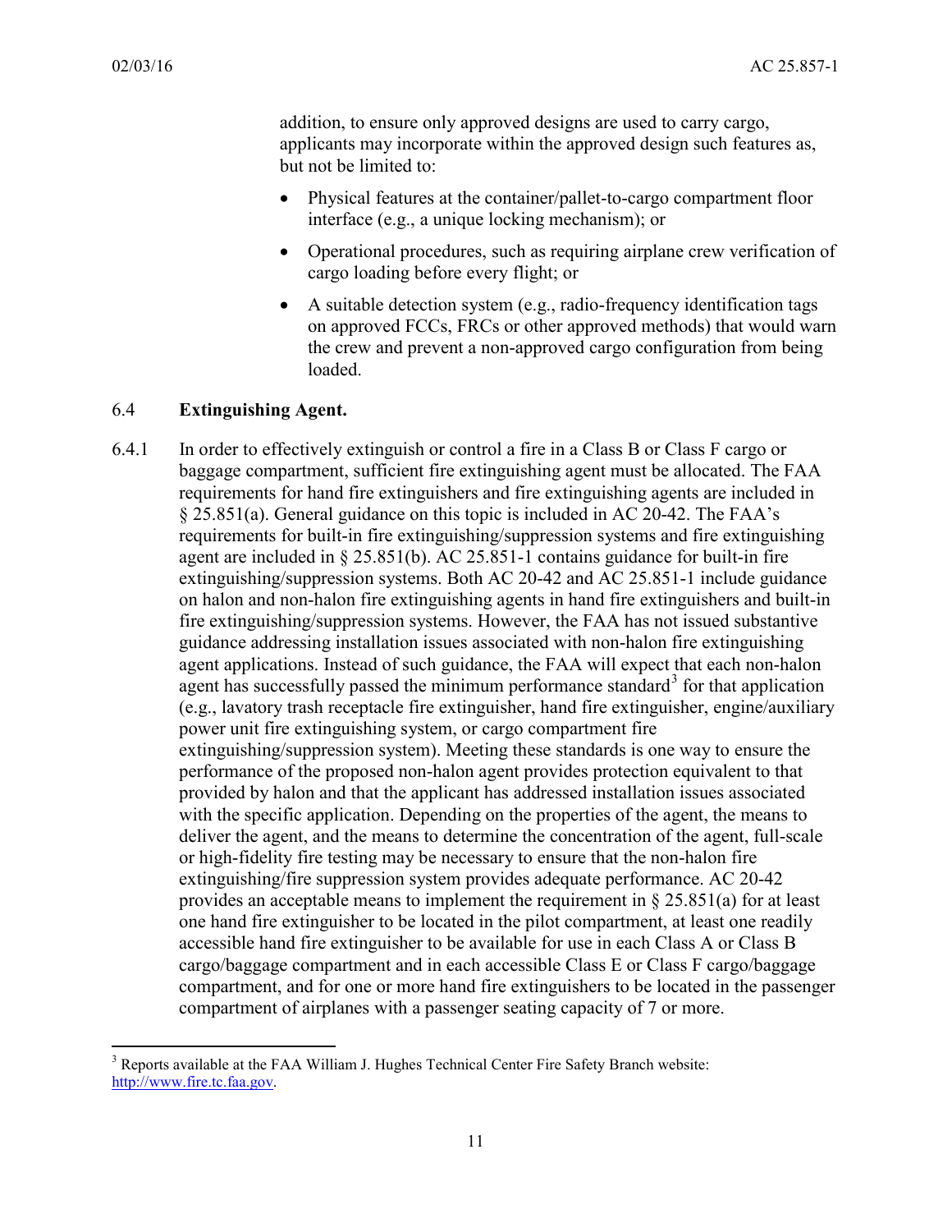addition, to ensure only approved designs are used to carry cargo, applicants may incorporate within the approved design such features as, but not be limited to:

- Physical features at the container/pallet-to-cargo compartment floor interface (e.g., a unique locking mechanism); or
- Operational procedures, such as requiring airplane crew verification of cargo loading before every flight; or
- A suitable detection system (e.g., radio-frequency identification tags on approved FCCs, FRCs or other approved methods) that would warn the crew and prevent a non-approved cargo configuration from being loaded.

### 6.4 **Extinguishing Agent.**

6.4.1 In order to effectively extinguish or control a fire in a Class B or Class F cargo or baggage compartment, sufficient fire extinguishing agent must be allocated. The FAA requirements for hand fire extinguishers and fire extinguishing agents are included in § 25.851(a). General guidance on this topic is included in AC 20-42. The FAA's requirements for built-in fire extinguishing/suppression systems and fire extinguishing agent are included in § 25.851(b). AC 25.851-1 contains guidance for built-in fire extinguishing/suppression systems. Both AC 20-42 and AC 25.851-1 include guidance on halon and non-halon fire extinguishing agents in hand fire extinguishers and built-in fire extinguishing/suppression systems. However, the FAA has not issued substantive guidance addressing installation issues associated with non-halon fire extinguishing agent applications. Instead of such guidance, the FAA will expect that each non-halon agent has successfully passed the minimum performance standard[3] for that application (e.g., lavatory trash receptacle fire extinguisher, hand fire extinguisher, engine/auxiliary power unit fire extinguishing system, or cargo compartment fire extinguishing/suppression system). Meeting these standards is one way to ensure the performance of the proposed non-halon agent provides protection equivalent to that provided by halon and that the applicant has addressed installation issues associated with the specific application. Depending on the properties of the agent, the means to deliver the agent, and the means to determine the concentration of the agent, full-scale or high-fidelity fire testing may be necessary to ensure that the non-halon fire extinguishing/fire suppression system provides adequate performance. AC 20-42 provides an acceptable means to implement the requirement in § 25.851(a) for at least one hand fire extinguisher to be located in the pilot compartment, at least one readily accessible hand fire extinguisher to be available for use in each Class A or Class B cargo/baggage compartment and in each accessible Class E or Class F cargo/baggage compartment, and for one or more hand fire extinguishers to be located in the passenger compartment of airplanes with a passenger seating capacity of 7 or more.

---

[3] Reports available at the FAA William J. Hughes Technical Center Fire Safety Branch website: http://www.fire.tc.faa.gov.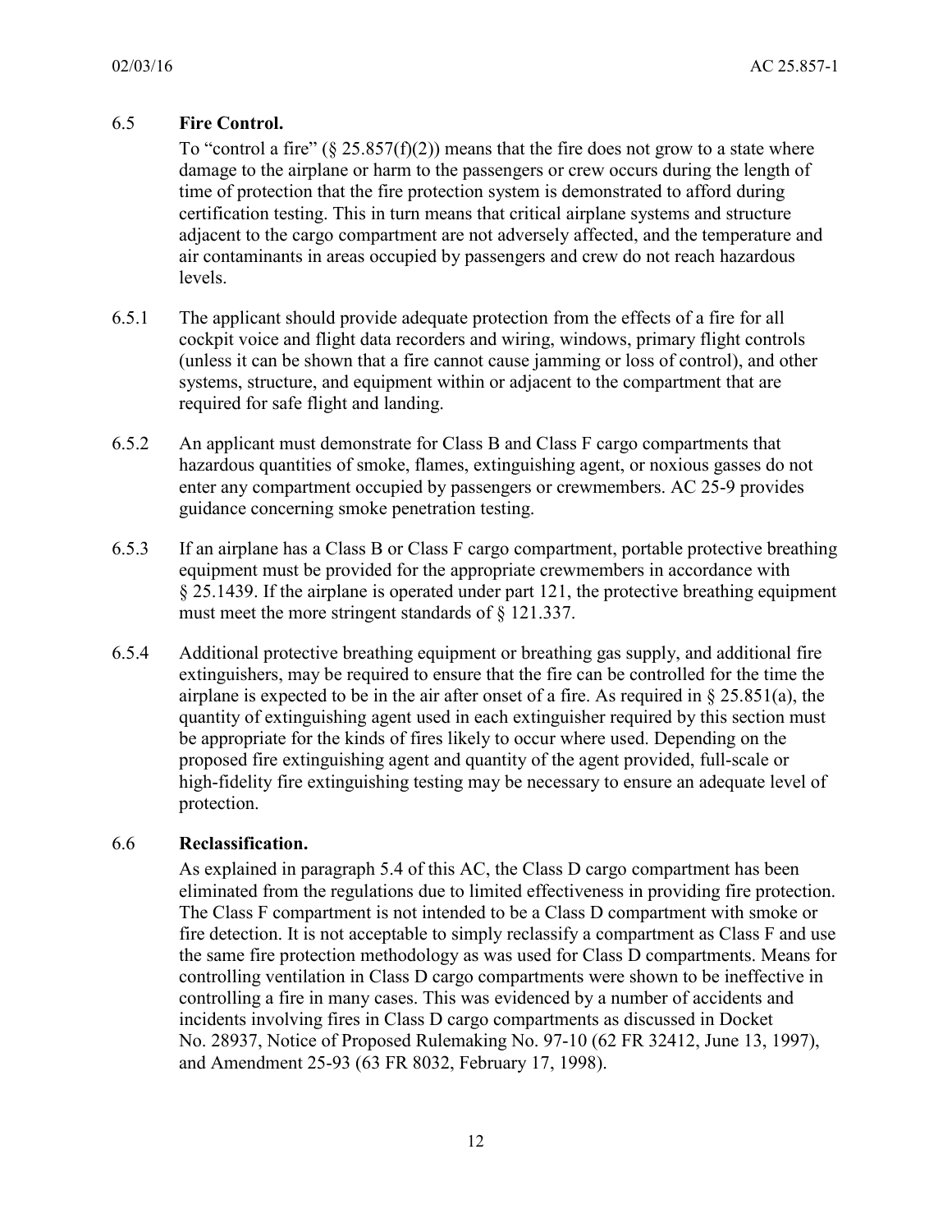### 6.5 **Fire Control.**

To "control a fire" (§ 25.857(f)(2)) means that the fire does not grow to a state where damage to the airplane or harm to the passengers or crew occurs during the length of time of protection that the fire protection system is demonstrated to afford during certification testing. This in turn means that critical airplane systems and structure adjacent to the cargo compartment are not adversely affected, and the temperature and air contaminants in areas occupied by passengers and crew do not reach hazardous levels.

6.5.1 The applicant should provide adequate protection from the effects of a fire for all cockpit voice and flight data recorders and wiring, windows, primary flight controls (unless it can be shown that a fire cannot cause jamming or loss of control), and other systems, structure, and equipment within or adjacent to the compartment that are required for safe flight and landing.

6.5.2 An applicant must demonstrate for Class B and Class F cargo compartments that hazardous quantities of smoke, flames, extinguishing agent, or noxious gasses do not enter any compartment occupied by passengers or crewmembers. AC 25-9 provides guidance concerning smoke penetration testing.

6.5.3 If an airplane has a Class B or Class F cargo compartment, portable protective breathing equipment must be provided for the appropriate crewmembers in accordance with § 25.1439. If the airplane is operated under part 121, the protective breathing equipment must meet the more stringent standards of § 121.337.

6.5.4 Additional protective breathing equipment or breathing gas supply, and additional fire extinguishers, may be required to ensure that the fire can be controlled for the time the airplane is expected to be in the air after onset of a fire. As required in § 25.851(a), the quantity of extinguishing agent used in each extinguisher required by this section must be appropriate for the kinds of fires likely to occur where used. Depending on the proposed fire extinguishing agent and quantity of the agent provided, full-scale or high-fidelity fire extinguishing testing may be necessary to ensure an adequate level of protection.

### 6.6 **Reclassification.**

As explained in paragraph 5.4 of this AC, the Class D cargo compartment has been eliminated from the regulations due to limited effectiveness in providing fire protection. The Class F compartment is not intended to be a Class D compartment with smoke or fire detection. It is not acceptable to simply reclassify a compartment as Class F and use the same fire protection methodology as was used for Class D compartments. Means for controlling ventilation in Class D cargo compartments were shown to be ineffective in controlling a fire in many cases. This was evidenced by a number of accidents and incidents involving fires in Class D cargo compartments as discussed in Docket No. 28937, Notice of Proposed Rulemaking No. 97-10 (62 FR 32412, June 13, 1997), and Amendment 25-93 (63 FR 8032, February 17, 1998).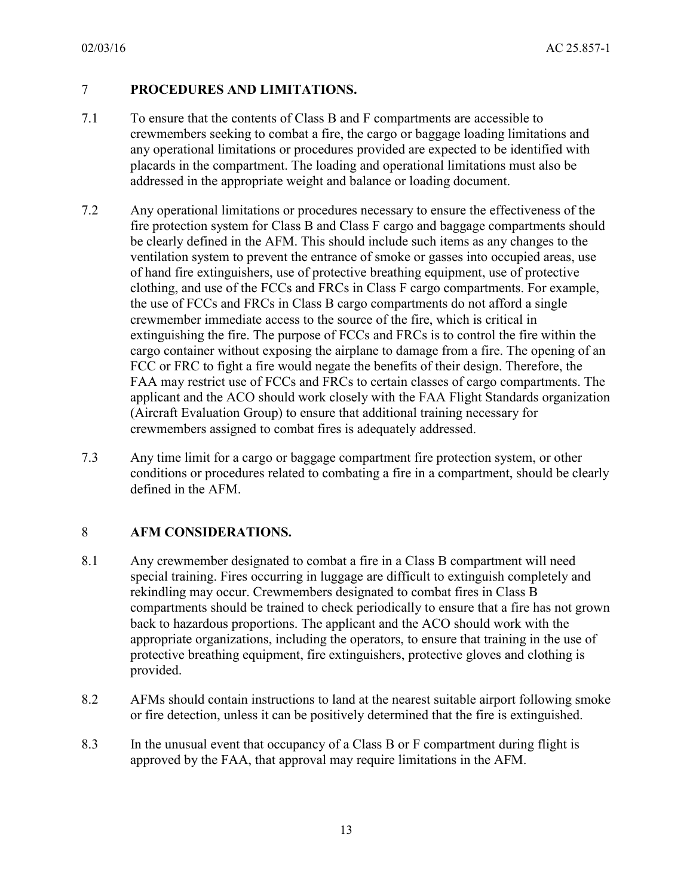## 7 PROCEDURES AND LIMITATIONS.

7.1 To ensure that the contents of Class B and F compartments are accessible to crewmembers seeking to combat a fire, the cargo or baggage loading limitations and any operational limitations or procedures provided are expected to be identified with placards in the compartment. The loading and operational limitations must also be addressed in the appropriate weight and balance or loading document.

7.2 Any operational limitations or procedures necessary to ensure the effectiveness of the fire protection system for Class B and Class F cargo and baggage compartments should be clearly defined in the AFM. This should include such items as any changes to the ventilation system to prevent the entrance of smoke or gasses into occupied areas, use of hand fire extinguishers, use of protective breathing equipment, use of protective clothing, and use of the FCCs and FRCs in Class F cargo compartments. For example, the use of FCCs and FRCs in Class B cargo compartments do not afford a single crewmember immediate access to the source of the fire, which is critical in extinguishing the fire. The purpose of FCCs and FRCs is to control the fire within the cargo container without exposing the airplane to damage from a fire. The opening of an FCC or FRC to fight a fire would negate the benefits of their design. Therefore, the FAA may restrict use of FCCs and FRCs to certain classes of cargo compartments. The applicant and the ACO should work closely with the FAA Flight Standards organization (Aircraft Evaluation Group) to ensure that additional training necessary for crewmembers assigned to combat fires is adequately addressed.

7.3 Any time limit for a cargo or baggage compartment fire protection system, or other conditions or procedures related to combating a fire in a compartment, should be clearly defined in the AFM.

## 8 AFM CONSIDERATIONS.

8.1 Any crewmember designated to combat a fire in a Class B compartment will need special training. Fires occurring in luggage are difficult to extinguish completely and rekindling may occur. Crewmembers designated to combat fires in Class B compartments should be trained to check periodically to ensure that a fire has not grown back to hazardous proportions. The applicant and the ACO should work with the appropriate organizations, including the operators, to ensure that training in the use of protective breathing equipment, fire extinguishers, protective gloves and clothing is provided.

8.2 AFMs should contain instructions to land at the nearest suitable airport following smoke or fire detection, unless it can be positively determined that the fire is extinguished.

8.3 In the unusual event that occupancy of a Class B or F compartment during flight is approved by the FAA, that approval may require limitations in the AFM.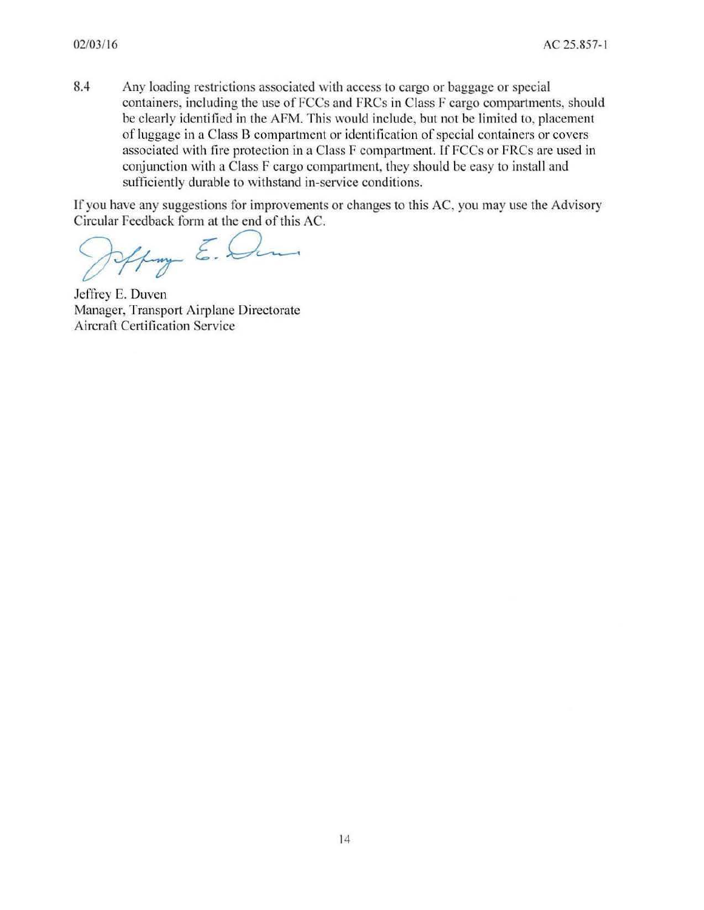8.4 Any loading restrictions associated with access to cargo or baggage or special containers, including the use of FCCs and FRCs in Class F cargo compartments, should be clearly identified in the AFM. This would include, but not be limited to, placement of luggage in a Class B compartment or identification of special containers or covers associated with fire protection in a Class F compartment. If FCCs or FRCs are used in conjunction with a Class F cargo compartment, they should be easy to install and sufficiently durable to withstand in-service conditions.

If you have any suggestions for improvements or changes to this AC, you may use the Advisory Circular Feedback form at the end of this AC.

Jeffrey E. Duven
Manager, Transport Airplane Directorate
Aircraft Certification Service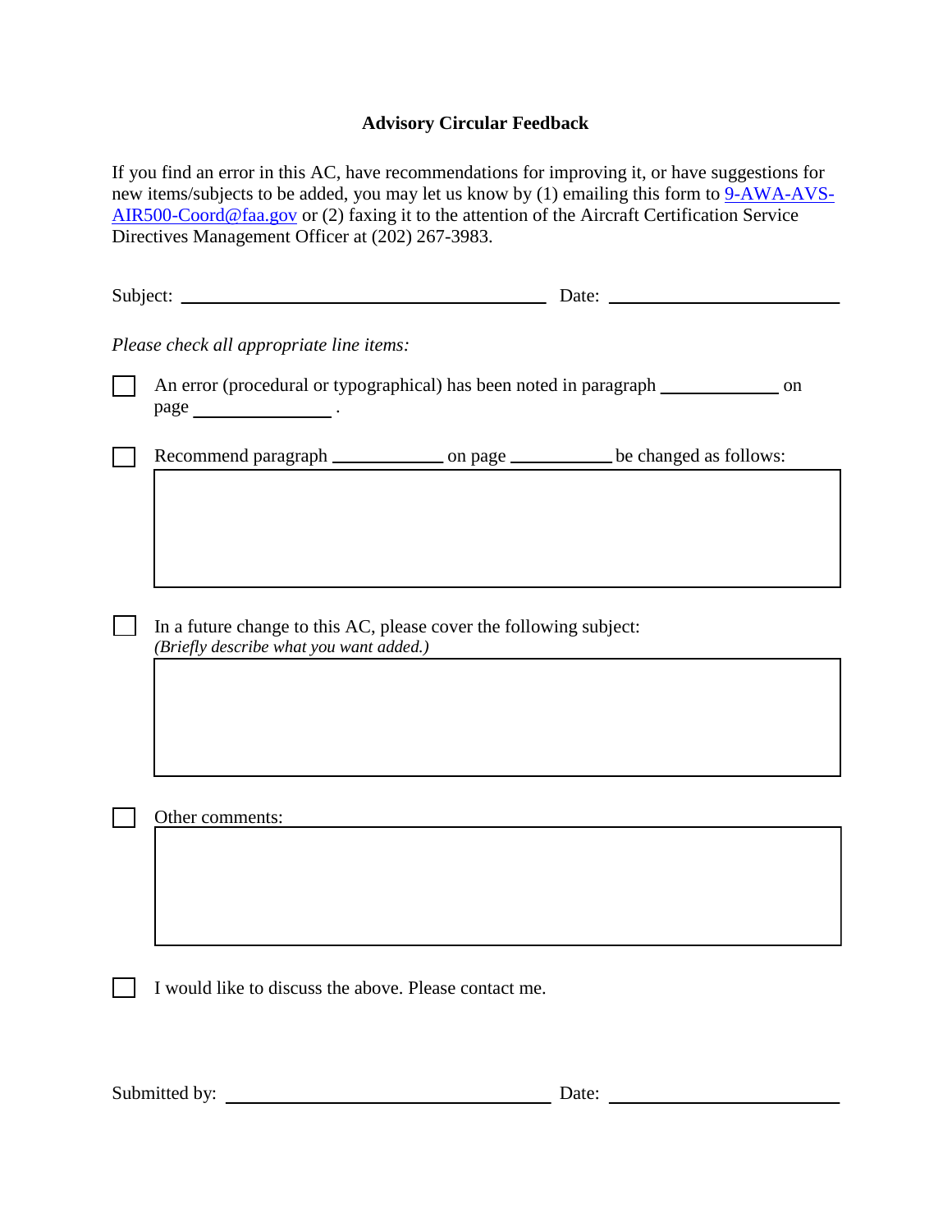# Advisory Circular Feedback

If you find an error in this AC, have recommendations for improving it, or have suggestions for new items/subjects to be added, you may let us know by (1) emailing this form to 9-AWA-AVS-AIR500-Coord@faa.gov or (2) faxing it to the attention of the Aircraft Certification Service Directives Management Officer at (202) 267-3983.

Subject: ______________________________ Date: ____________________

*Please check all appropriate line items:*

☐ An error (procedural or typographical) has been noted in paragraph __________ on page ____________ .

☐ Recommend paragraph __________ on page __________ be changed as follows:

☐ In a future change to this AC, please cover the following subject:
*(Briefly describe what you want added.)*

☐ Other comments:

☐ I would like to discuss the above. Please contact me.

Submitted by: ______________________________ Date: ____________________